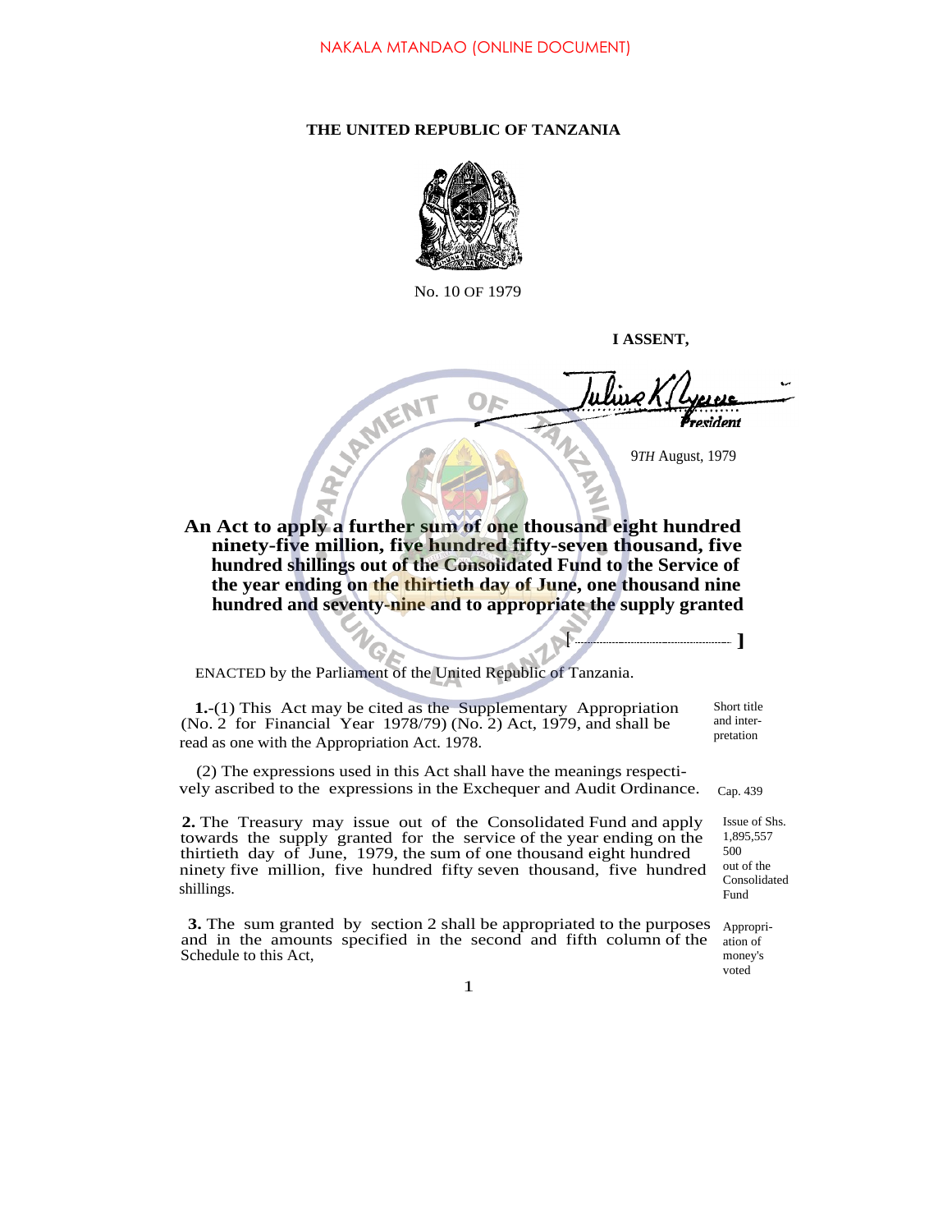NAKALA MTANDAO (ONLINE DOCUMENT)

**THE UNITED REPUBLIC OF TANZANIA**

No. 10 OF 1979

**I ASSENT,**

*Julius K. Nyerere*
*President*

9*TH* August, 1979

**An Act to apply a further sum of one thousand eight hundred ninety-five million, five hundred fifty-seven thousand, five hundred shillings out of the Consolidated Fund to the Service of the year ending on the thirtieth day of June, one thousand nine hundred and seventy-nine and to appropriate the supply granted**

**[ ]**

ENACTED by the Parliament of the United Republic of Tanzania.

Short title and interpretation

**1.**-(1) This Act may be cited as the Supplementary Appropriation (No. 2 for Financial Year 1978/79) (No. 2) Act, 1979, and shall be read as one with the Appropriation Act. 1978.

Cap. 439

(2) The expressions used in this Act shall have the meanings respectively ascribed to the expressions in the Exchequer and Audit Ordinance.

Issue of Shs. 1,895,557 500 out of the Consolidated Fund

**2.** The Treasury may issue out of the Consolidated Fund and apply towards the supply granted for the service of the year ending on the thirtieth day of June, 1979, the sum of one thousand eight hundred ninety five million, five hundred fifty seven thousand, five hundred shillings.

Appropriation of money's voted

**3.** The sum granted by section 2 shall be appropriated to the purposes and in the amounts specified in the second and fifth column of the Schedule to this Act,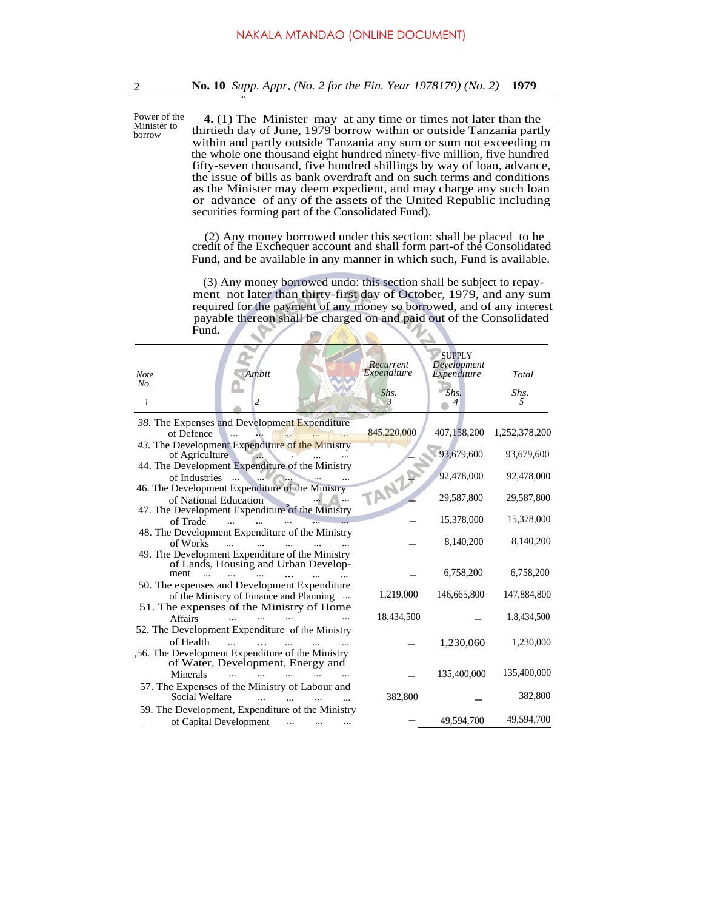Power of the Minister to borrow

**4.** (1) The Minister may at any time or times not later than the thirtieth day of June, 1979 borrow within or outside Tanzania partly within and partly outside Tanzania any sum or sum not exceeding m the whole one thousand eight hundred ninety-five million, five hundred fifty-seven thousand, five hundred shillings by way of loan, advance, the issue of bills as bank overdraft and on such terms and conditions as the Minister may deem expedient, and may charge any such loan or advance of any of the assets of the United Republic including securities forming part of the Consolidated Fund).

(2) Any money borrowed under this section: shall be placed to he credit of the Exchequer account and shall form part-of the Consolidated Fund, and be available in any manner in which such, Fund is available.

(3) Any money borrowed undo: this section shall be subject to repayment not later than thirty-first day of October, 1979, and any sum required for the payment of any money so borrowed, and of any interest payable thereon shall be charged on and paid out of the Consolidated Fund.

| *Note No.* | *Ambit* | *Recurrent Expenditure* | SUPPLY *Development Expenditure* | *Total* |
|---|---|---|---|---|
| | | *Shs.* | *Shs.* | *Shs.* |
| 1 | 2 | 3 | 4 | 5 |
| *38.* | The Expenses and Development Expenditure of Defence ... ... ... ... ... | 845,220,000 | 407,158,200 | 1,252,378,200 |
| *43.* | The Development Expenditure of the Ministry of Agriculture ... ... ... | – | 93,679,600 | 93,679,600 |
| 44. | The Development Expenditure of the Ministry of Industries ... ... ... ... ... | – | 92,478,000 | 92,478,000 |
| 46. | The Development Expenditure of the Ministry of National Education ... ... | – | 29,587,800 | 29,587,800 |
| 47. | The Development Expenditure of the Ministry of Trade ... ... ... ... ... | – | 15,378,000 | 15,378,000 |
| 48. | The Development Expenditure of the Ministry of Works ... ... ... ... ... | – | 8,140,200 | 8,140,200 |
| 49. | The Development Expenditure of the Ministry of Lands, Housing and Urban Development ... ... ... ... ... ... | – | 6,758,200 | 6,758,200 |
| 50. | The expenses and Development Expenditure of the Ministry of Finance and Planning ... | 1,219,000 | 146,665,800 | 147,884,800 |
| 51. | The expenses of the Ministry of Home Affairs ... ... ... ... | 18,434,500 | – | 1.8,434,500 |
| 52. | The Development Expenditure of the Ministry of Health ... ... ... ... ... | – | 1,230,060 | 1,230,000 |
| ,56. | The Development Expenditure of the Ministry of Water, Development, Energy and Minerals ... ... ... ... ... | – | 135,400,000 | 135,400,000 |
| 57. | The Expenses of the Ministry of Labour and Social Welfare ... ... ... ... | 382,800 | – | 382,800 |
| 59. | The Development, Expenditure of the Ministry of Capital Development ... ... ... | – | 49,594,700 | 49,594,700 |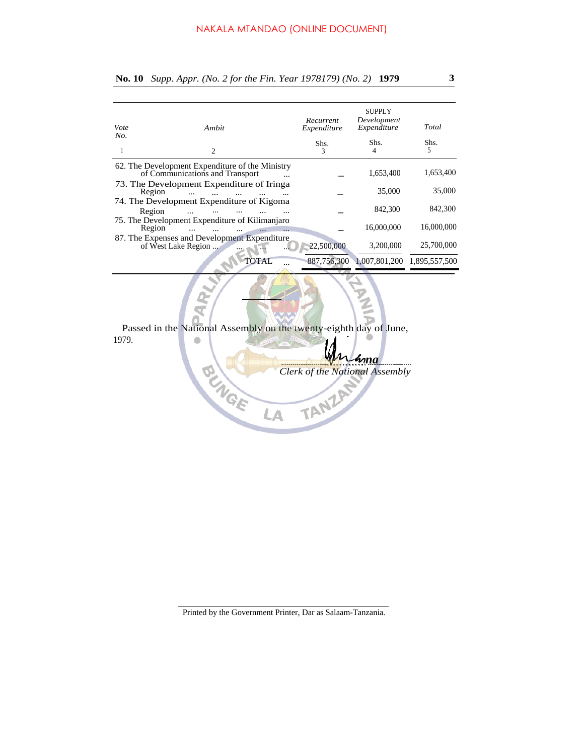| Vote No. | Ambit | Recurrent Expenditure | SUPPLY Development Expenditure | Total |
|---|---|---|---|---|
| | | Shs. | Shs. | Shs. |
| 1 | 2 | 3 | 4 | 5 |
| 62. | The Development Expenditure of the Ministry of Communications and Transport ... | – | 1,653,400 | 1,653,400 |
| 73. | The Development Expenditure of Iringa Region ... ... ... ... ... | – | 35,000 | 35,000 |
| 74. | The Development Expenditure of Kigoma Region ... ... ... ... ... | – | 842,300 | 842,300 |
| 75. | The Development Expenditure of Kilimanjaro Region ... ... ... ... ... | – | 16,000,000 | 16,000,000 |
| 87. | The Expenses and Development Expenditure of West Lake Region ... ... ... ... | 22,500,000 | 3,200,000 | 25,700,000 |
| | TOTAL ... | 887,756,300 | 1,007,801,200 | 1,895,557,500 |

Passed in the National Assembly on the twenty-eighth day of June, 1979.

*Clerk of the National Assembly*

Printed by the Government Printer, Dar as Salaam-Tanzania.